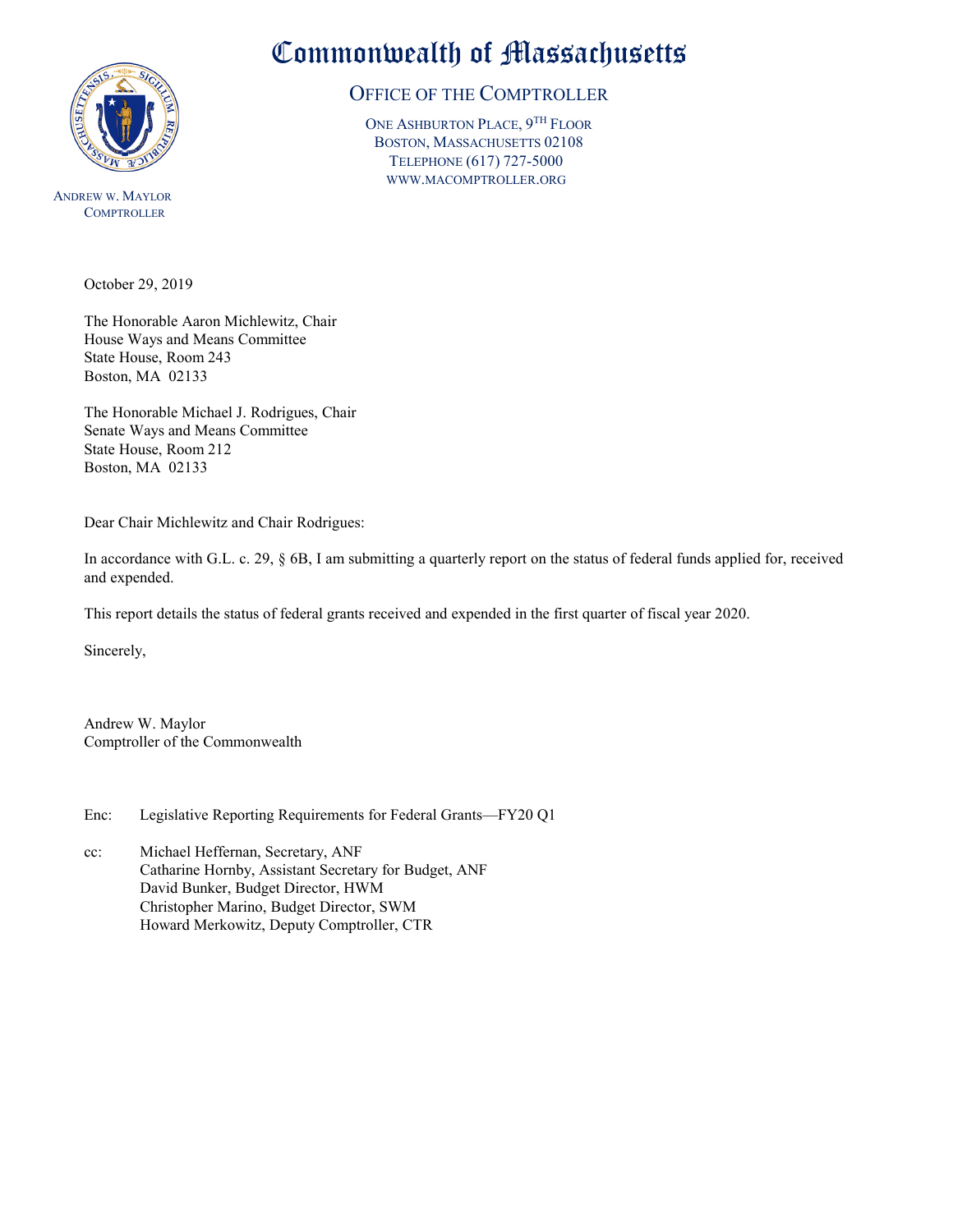# Commonwealth of Massachusetts

## Office of the Comptroller

One Ashburton Place, 9th Floor
Boston, Massachusetts 02108
Telephone (617) 727-5000
www.macomptroller.org

Andrew W. Maylor
Comptroller

October 29, 2019

The Honorable Aaron Michlewitz, Chair
House Ways and Means Committee
State House, Room 243
Boston, MA 02133

The Honorable Michael J. Rodrigues, Chair
Senate Ways and Means Committee
State House, Room 212
Boston, MA 02133

Dear Chair Michlewitz and Chair Rodrigues:

In accordance with G.L. c. 29, § 6B, I am submitting a quarterly report on the status of federal funds applied for, received and expended.

This report details the status of federal grants received and expended in the first quarter of fiscal year 2020.

Sincerely,

Andrew W. Maylor
Comptroller of the Commonwealth

Enc: Legislative Reporting Requirements for Federal Grants—FY20 Q1

cc: Michael Heffernan, Secretary, ANF
Catharine Hornby, Assistant Secretary for Budget, ANF
David Bunker, Budget Director, HWM
Christopher Marino, Budget Director, SWM
Howard Merkowitz, Deputy Comptroller, CTR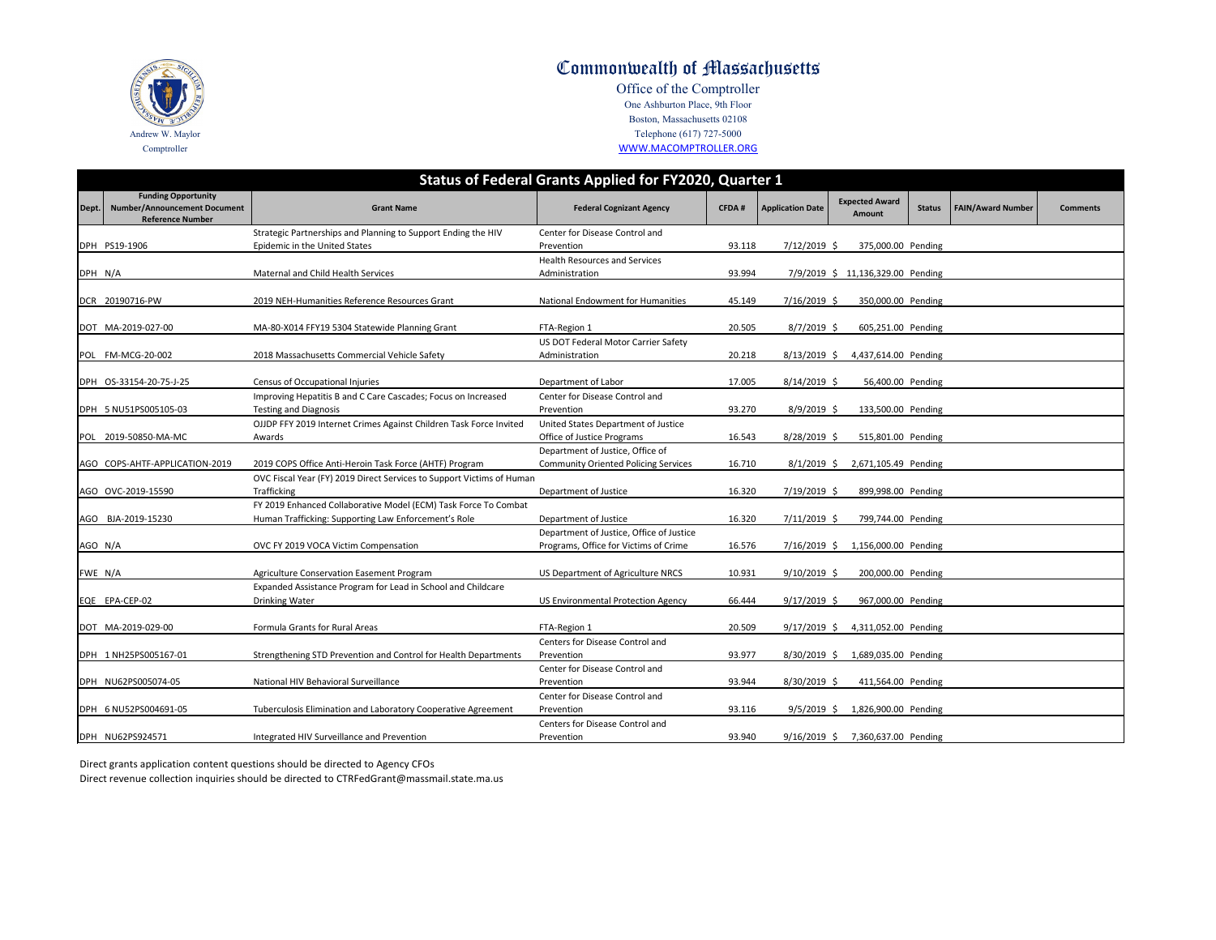Andrew W. Maylor
Comptroller

# Commonwealth of Massachusetts

Office of the Comptroller
One Ashburton Place, 9th Floor
Boston, Massachusetts 02108
Telephone (617) 727-5000
WWW.MACOMPTROLLER.ORG

## Status of Federal Grants Applied for FY2020, Quarter 1

| Dept. | Funding Opportunity Number/Announcement Document Reference Number | Grant Name | Federal Cognizant Agency | CFDA # | Application Date | Expected Award Amount | Status | FAIN/Award Number | Comments |
|---|---|---|---|---|---|---|---|---|---|
| DPH | PS19-1906 | Strategic Partnerships and Planning to Support Ending the HIV Epidemic in the United States | Center for Disease Control and Prevention | 93.118 | 7/12/2019 | $ 375,000.00 | Pending | | |
| DPH | N/A | Maternal and Child Health Services | Health Resources and Services Administration | 93.994 | 7/9/2019 | $ 11,136,329.00 | Pending | | |
| DCR | 20190716-PW | 2019 NEH-Humanities Reference Resources Grant | National Endowment for Humanities | 45.149 | 7/16/2019 | $ 350,000.00 | Pending | | |
| DOT | MA-2019-027-00 | MA-80-X014 FFY19 5304 Statewide Planning Grant | FTA-Region 1 | 20.505 | 8/7/2019 | $ 605,251.00 | Pending | | |
| POL | FM-MCG-20-002 | 2018 Massachusetts Commercial Vehicle Safety | US DOT Federal Motor Carrier Safety Administration | 20.218 | 8/13/2019 | $ 4,437,614.00 | Pending | | |
| DPH | OS-33154-20-75-J-25 | Census of Occupational Injuries | Department of Labor | 17.005 | 8/14/2019 | $ 56,400.00 | Pending | | |
| DPH | 5 NU51PS005105-03 | Improving Hepatitis B and C Care Cascades; Focus on Increased Testing and Diagnosis | Center for Disease Control and Prevention | 93.270 | 8/9/2019 | $ 133,500.00 | Pending | | |
| POL | 2019-50850-MA-MC | OJJDP FFY 2019 Internet Crimes Against Children Task Force Invited Awards | United States Department of Justice Office of Justice Programs | 16.543 | 8/28/2019 | $ 515,801.00 | Pending | | |
| AGO | COPS-AHTF-APPLICATION-2019 | 2019 COPS Office Anti-Heroin Task Force (AHTF) Program | Department of Justice, Office of Community Oriented Policing Services | 16.710 | 8/1/2019 | $ 2,671,105.49 | Pending | | |
| AGO | OVC-2019-15590 | OVC Fiscal Year (FY) 2019 Direct Services to Support Victims of Human Trafficking | Department of Justice | 16.320 | 7/19/2019 | $ 899,998.00 | Pending | | |
| AGO | BJA-2019-15230 | FY 2019 Enhanced Collaborative Model (ECM) Task Force To Combat Human Trafficking: Supporting Law Enforcement's Role | Department of Justice | 16.320 | 7/11/2019 | $ 799,744.00 | Pending | | |
| AGO | N/A | OVC FY 2019 VOCA Victim Compensation | Department of Justice, Office of Justice Programs, Office for Victims of Crime | 16.576 | 7/16/2019 | $ 1,156,000.00 | Pending | | |
| FWE | N/A | Agriculture Conservation Easement Program | US Department of Agriculture NRCS | 10.931 | 9/10/2019 | $ 200,000.00 | Pending | | |
| EQE | EPA-CEP-02 | Expanded Assistance Program for Lead in School and Childcare Drinking Water | US Environmental Protection Agency | 66.444 | 9/17/2019 | $ 967,000.00 | Pending | | |
| DOT | MA-2019-029-00 | Formula Grants for Rural Areas | FTA-Region 1 | 20.509 | 9/17/2019 | $ 4,311,052.00 | Pending | | |
| DPH | 1 NH25PS005167-01 | Strengthening STD Prevention and Control for Health Departments | Centers for Disease Control and Prevention | 93.977 | 8/30/2019 | $ 1,689,035.00 | Pending | | |
| DPH | NU62PS005074-05 | National HIV Behavioral Surveillance | Center for Disease Control and Prevention | 93.944 | 8/30/2019 | $ 411,564.00 | Pending | | |
| DPH | 6 NU52PS004691-05 | Tuberculosis Elimination and Laboratory Cooperative Agreement | Center for Disease Control and Prevention | 93.116 | 9/5/2019 | $ 1,826,900.00 | Pending | | |
| DPH | NU62PS924571 | Integrated HIV Surveillance and Prevention | Centers for Disease Control and Prevention | 93.940 | 9/16/2019 | $ 7,360,637.00 | Pending | | |

Direct grants application content questions should be directed to Agency CFOs

Direct revenue collection inquiries should be directed to CTRFedGrant@massmail.state.ma.us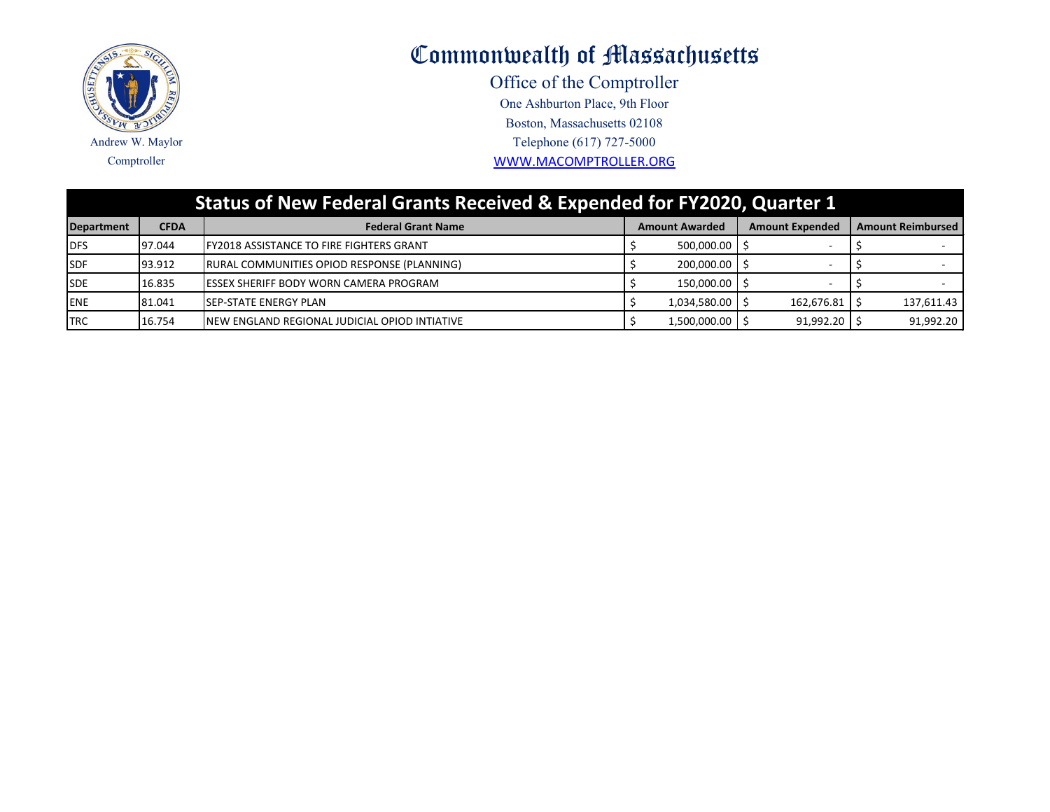Andrew W. Maylor
Comptroller

# Commonwealth of Massachusetts

## Office of the Comptroller

One Ashburton Place, 9th Floor
Boston, Massachusetts 02108
Telephone (617) 727-5000
WWW.MACOMPTROLLER.ORG

## Status of New Federal Grants Received & Expended for FY2020, Quarter 1

| Department | CFDA | Federal Grant Name | Amount Awarded | Amount Expended | Amount Reimbursed |
|---|---|---|---|---|---|
| DFS | 97.044 | FY2018 ASSISTANCE TO FIRE FIGHTERS GRANT | $ 500,000.00 | $ - | $ - |
| SDF | 93.912 | RURAL COMMUNITIES OPIOD RESPONSE (PLANNING) | $ 200,000.00 | $ - | $ - |
| SDE | 16.835 | ESSEX SHERIFF BODY WORN CAMERA PROGRAM | $ 150,000.00 | $ - | $ - |
| ENE | 81.041 | SEP-STATE ENERGY PLAN | $ 1,034,580.00 | $ 162,676.81 | $ 137,611.43 |
| TRC | 16.754 | NEW ENGLAND REGIONAL JUDICIAL OPIOD INTIATIVE | $ 1,500,000.00 | $ 91,992.20 | $ 91,992.20 |